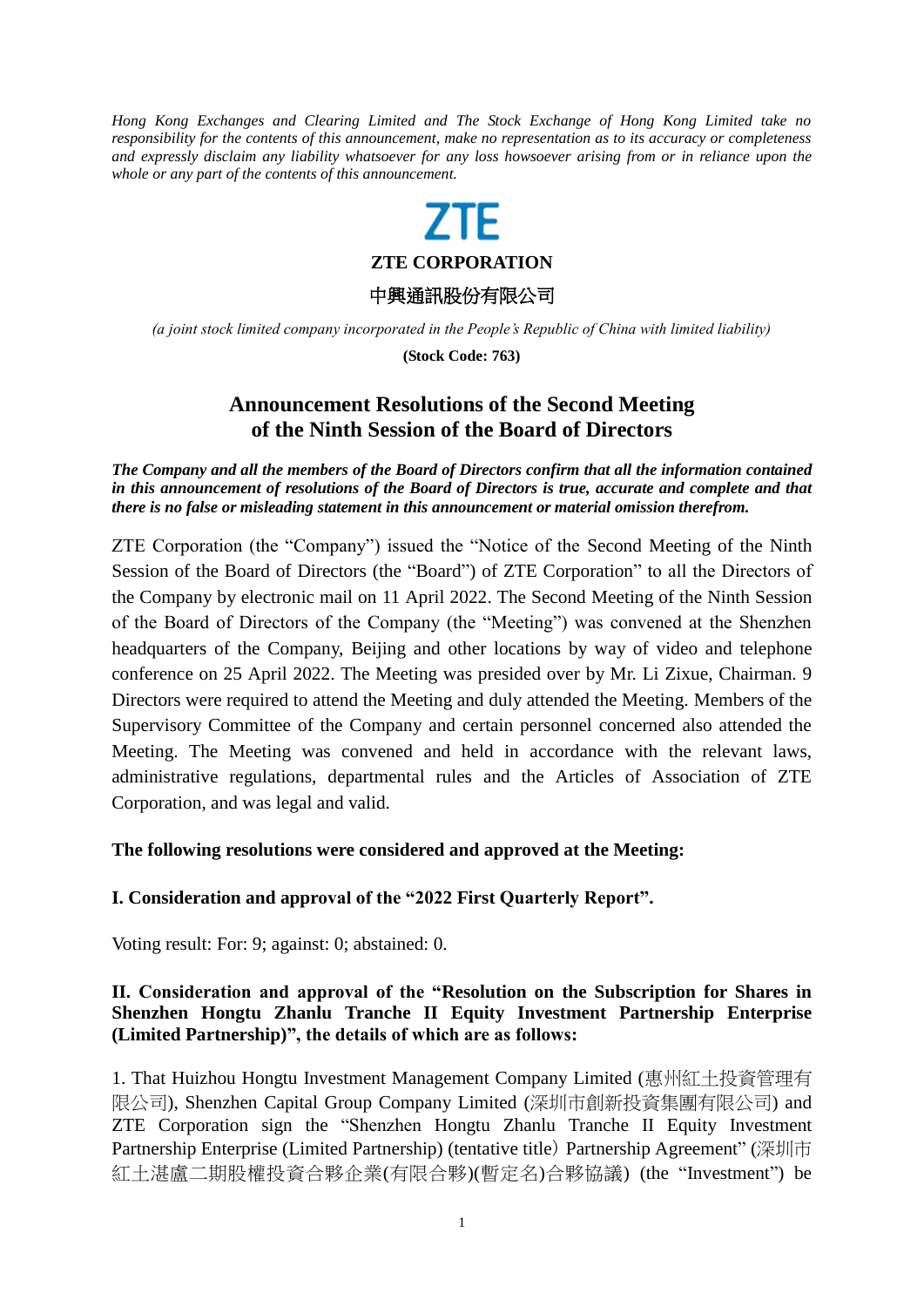*Hong Kong Exchanges and Clearing Limited and The Stock Exchange of Hong Kong Limited take no responsibility for the contents of this announcement, make no representation as to its accuracy or completeness and expressly disclaim any liability whatsoever for any loss howsoever arising from or in reliance upon the whole or any part of the contents of this announcement.*

ZTE

**ZTE CORPORATION**

**中興通訊股份有限公司**

*(a joint stock limited company incorporated in the People's Republic of China with limited liability)*

**(Stock Code: 763)**

# Announcement Resolutions of the Second Meeting of the Ninth Session of the Board of Directors

***The Company and all the members of the Board of Directors confirm that all the information contained in this announcement of resolutions of the Board of Directors is true, accurate and complete and that there is no false or misleading statement in this announcement or material omission therefrom.***

ZTE Corporation (the "Company") issued the "Notice of the Second Meeting of the Ninth Session of the Board of Directors (the "Board") of ZTE Corporation" to all the Directors of the Company by electronic mail on 11 April 2022. The Second Meeting of the Ninth Session of the Board of Directors of the Company (the "Meeting") was convened at the Shenzhen headquarters of the Company, Beijing and other locations by way of video and telephone conference on 25 April 2022. The Meeting was presided over by Mr. Li Zixue, Chairman. 9 Directors were required to attend the Meeting and duly attended the Meeting. Members of the Supervisory Committee of the Company and certain personnel concerned also attended the Meeting. The Meeting was convened and held in accordance with the relevant laws, administrative regulations, departmental rules and the Articles of Association of ZTE Corporation, and was legal and valid.

**The following resolutions were considered and approved at the Meeting:**

**I. Consideration and approval of the "2022 First Quarterly Report".**

Voting result: For: 9; against: 0; abstained: 0.

**II. Consideration and approval of the "Resolution on the Subscription for Shares in Shenzhen Hongtu Zhanlu Tranche II Equity Investment Partnership Enterprise (Limited Partnership)", the details of which are as follows:**

1. That Huizhou Hongtu Investment Management Company Limited (惠州紅土投資管理有限公司), Shenzhen Capital Group Company Limited (深圳市創新投資集團有限公司) and ZTE Corporation sign the "Shenzhen Hongtu Zhanlu Tranche II Equity Investment Partnership Enterprise (Limited Partnership) (tentative title) Partnership Agreement" (深圳市紅土湛盧二期股權投資合夥企業(有限合夥)(暫定名)合夥協議) (the "Investment") be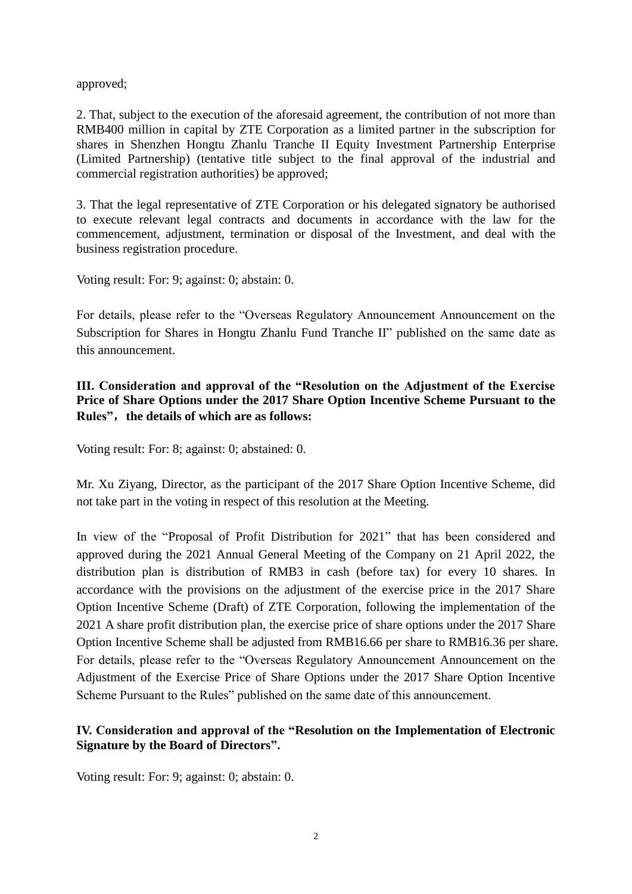approved;

2. That, subject to the execution of the aforesaid agreement, the contribution of not more than RMB400 million in capital by ZTE Corporation as a limited partner in the subscription for shares in Shenzhen Hongtu Zhanlu Tranche II Equity Investment Partnership Enterprise (Limited Partnership) (tentative title subject to the final approval of the industrial and commercial registration authorities) be approved;

3. That the legal representative of ZTE Corporation or his delegated signatory be authorised to execute relevant legal contracts and documents in accordance with the law for the commencement, adjustment, termination or disposal of the Investment, and deal with the business registration procedure.

Voting result: For: 9; against: 0; abstain: 0.

For details, please refer to the "Overseas Regulatory Announcement Announcement on the Subscription for Shares in Hongtu Zhanlu Fund Tranche II" published on the same date as this announcement.

**III. Consideration and approval of the "Resolution on the Adjustment of the Exercise Price of Share Options under the 2017 Share Option Incentive Scheme Pursuant to the Rules"，the details of which are as follows:**

Voting result: For: 8; against: 0; abstained: 0.

Mr. Xu Ziyang, Director, as the participant of the 2017 Share Option Incentive Scheme, did not take part in the voting in respect of this resolution at the Meeting.

In view of the "Proposal of Profit Distribution for 2021" that has been considered and approved during the 2021 Annual General Meeting of the Company on 21 April 2022, the distribution plan is distribution of RMB3 in cash (before tax) for every 10 shares. In accordance with the provisions on the adjustment of the exercise price in the 2017 Share Option Incentive Scheme (Draft) of ZTE Corporation, following the implementation of the 2021 A share profit distribution plan, the exercise price of share options under the 2017 Share Option Incentive Scheme shall be adjusted from RMB16.66 per share to RMB16.36 per share. For details, please refer to the "Overseas Regulatory Announcement Announcement on the Adjustment of the Exercise Price of Share Options under the 2017 Share Option Incentive Scheme Pursuant to the Rules" published on the same date of this announcement.

**IV. Consideration and approval of the "Resolution on the Implementation of Electronic Signature by the Board of Directors".**

Voting result: For: 9; against: 0; abstain: 0.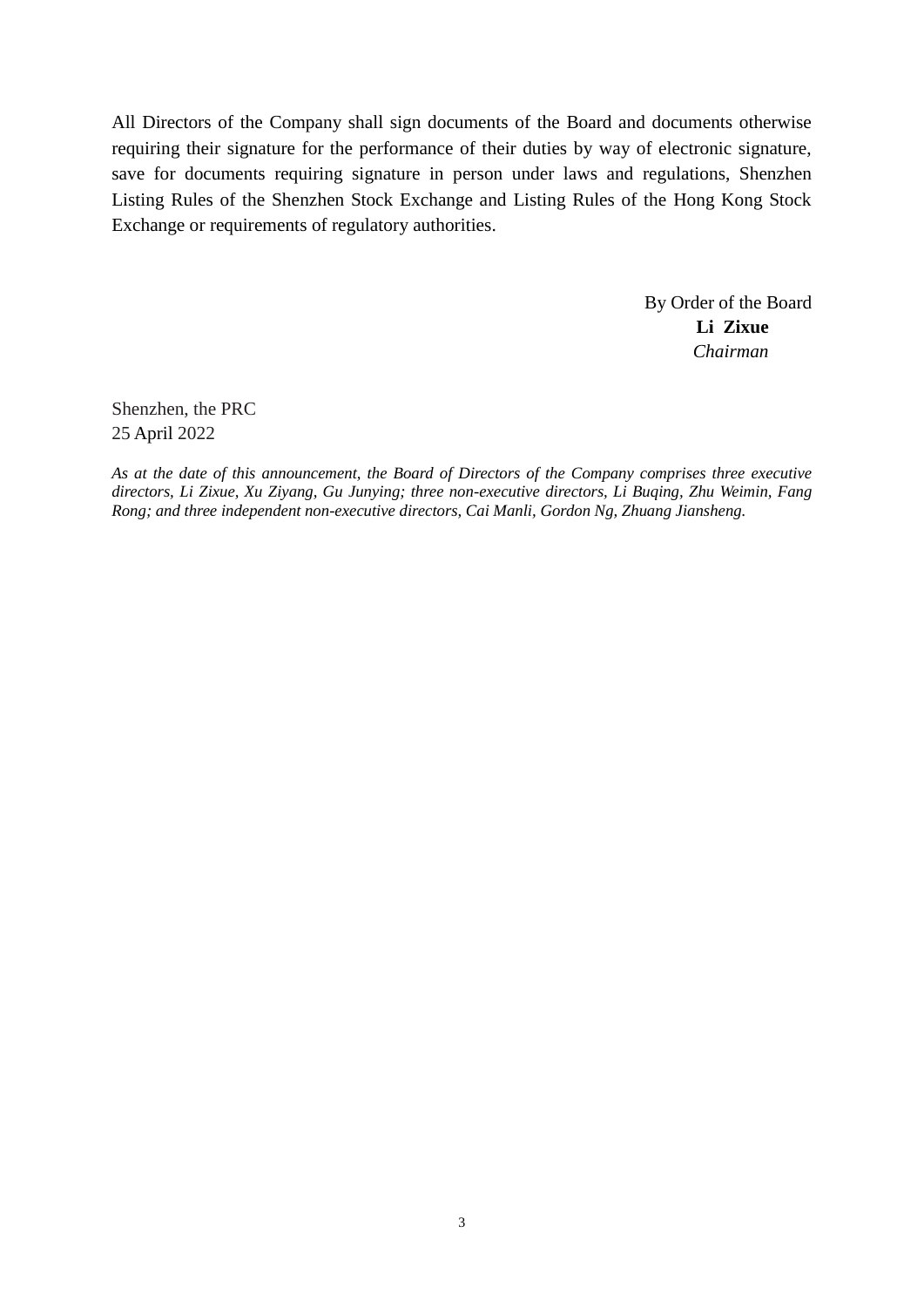All Directors of the Company shall sign documents of the Board and documents otherwise requiring their signature for the performance of their duties by way of electronic signature, save for documents requiring signature in person under laws and regulations, Shenzhen Listing Rules of the Shenzhen Stock Exchange and Listing Rules of the Hong Kong Stock Exchange or requirements of regulatory authorities.

By Order of the Board
**Li Zixue**
*Chairman*

Shenzhen, the PRC
25 April 2022

*As at the date of this announcement, the Board of Directors of the Company comprises three executive directors, Li Zixue, Xu Ziyang, Gu Junying; three non-executive directors, Li Buqing, Zhu Weimin, Fang Rong; and three independent non-executive directors, Cai Manli, Gordon Ng, Zhuang Jiansheng.*